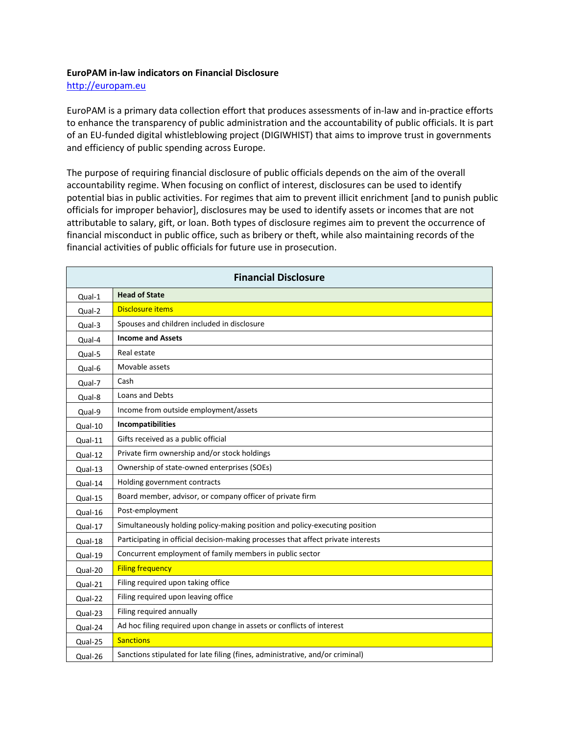**EuroPAM in-law indicators on Financial Disclosure**

http://europam.eu

EuroPAM is a primary data collection effort that produces assessments of in-law and in-practice efforts to enhance the transparency of public administration and the accountability of public officials. It is part of an EU-funded digital whistleblowing project (DIGIWHIST) that aims to improve trust in governments and efficiency of public spending across Europe.

The purpose of requiring financial disclosure of public officials depends on the aim of the overall accountability regime. When focusing on conflict of interest, disclosures can be used to identify potential bias in public activities. For regimes that aim to prevent illicit enrichment [and to punish public officials for improper behavior], disclosures may be used to identify assets or incomes that are not attributable to salary, gift, or loan. Both types of disclosure regimes aim to prevent the occurrence of financial misconduct in public office, such as bribery or theft, while also maintaining records of the financial activities of public officials for future use in prosecution.

| Financial Disclosure | |
|---|---|
| Qual-1 | **Head of State** |
| Qual-2 | Disclosure items |
| Qual-3 | Spouses and children included in disclosure |
| Qual-4 | **Income and Assets** |
| Qual-5 | Real estate |
| Qual-6 | Movable assets |
| Qual-7 | Cash |
| Qual-8 | Loans and Debts |
| Qual-9 | Income from outside employment/assets |
| Qual-10 | **Incompatibilities** |
| Qual-11 | Gifts received as a public official |
| Qual-12 | Private firm ownership and/or stock holdings |
| Qual-13 | Ownership of state-owned enterprises (SOEs) |
| Qual-14 | Holding government contracts |
| Qual-15 | Board member, advisor, or company officer of private firm |
| Qual-16 | Post-employment |
| Qual-17 | Simultaneously holding policy-making position and policy-executing position |
| Qual-18 | Participating in official decision-making processes that affect private interests |
| Qual-19 | Concurrent employment of family members in public sector |
| Qual-20 | Filing frequency |
| Qual-21 | Filing required upon taking office |
| Qual-22 | Filing required upon leaving office |
| Qual-23 | Filing required annually |
| Qual-24 | Ad hoc filing required upon change in assets or conflicts of interest |
| Qual-25 | Sanctions |
| Qual-26 | Sanctions stipulated for late filing (fines, administrative, and/or criminal) |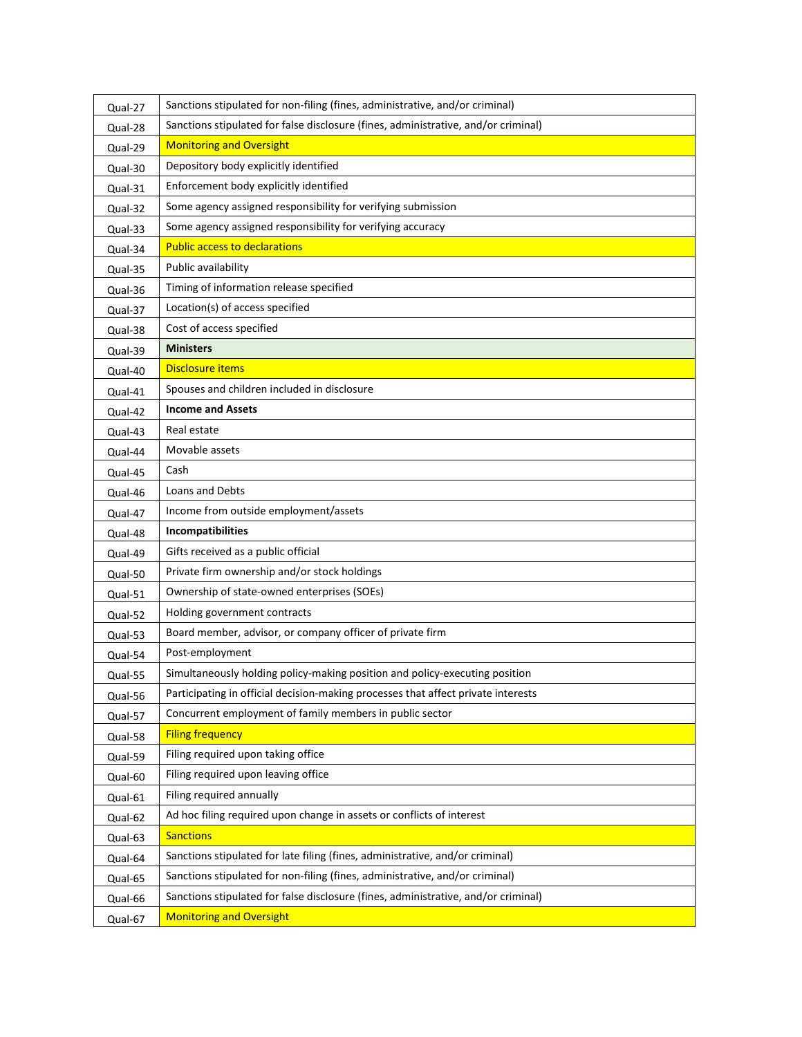| | |
|---|---|
| Qual-27 | Sanctions stipulated for non-filing (fines, administrative, and/or criminal) |
| Qual-28 | Sanctions stipulated for false disclosure (fines, administrative, and/or criminal) |
| Qual-29 | Monitoring and Oversight |
| Qual-30 | Depository body explicitly identified |
| Qual-31 | Enforcement body explicitly identified |
| Qual-32 | Some agency assigned responsibility for verifying submission |
| Qual-33 | Some agency assigned responsibility for verifying accuracy |
| Qual-34 | Public access to declarations |
| Qual-35 | Public availability |
| Qual-36 | Timing of information release specified |
| Qual-37 | Location(s) of access specified |
| Qual-38 | Cost of access specified |
| Qual-39 | **Ministers** |
| Qual-40 | Disclosure items |
| Qual-41 | Spouses and children included in disclosure |
| Qual-42 | **Income and Assets** |
| Qual-43 | Real estate |
| Qual-44 | Movable assets |
| Qual-45 | Cash |
| Qual-46 | Loans and Debts |
| Qual-47 | Income from outside employment/assets |
| Qual-48 | **Incompatibilities** |
| Qual-49 | Gifts received as a public official |
| Qual-50 | Private firm ownership and/or stock holdings |
| Qual-51 | Ownership of state-owned enterprises (SOEs) |
| Qual-52 | Holding government contracts |
| Qual-53 | Board member, advisor, or company officer of private firm |
| Qual-54 | Post-employment |
| Qual-55 | Simultaneously holding policy-making position and policy-executing position |
| Qual-56 | Participating in official decision-making processes that affect private interests |
| Qual-57 | Concurrent employment of family members in public sector |
| Qual-58 | Filing frequency |
| Qual-59 | Filing required upon taking office |
| Qual-60 | Filing required upon leaving office |
| Qual-61 | Filing required annually |
| Qual-62 | Ad hoc filing required upon change in assets or conflicts of interest |
| Qual-63 | Sanctions |
| Qual-64 | Sanctions stipulated for late filing (fines, administrative, and/or criminal) |
| Qual-65 | Sanctions stipulated for non-filing (fines, administrative, and/or criminal) |
| Qual-66 | Sanctions stipulated for false disclosure (fines, administrative, and/or criminal) |
| Qual-67 | Monitoring and Oversight |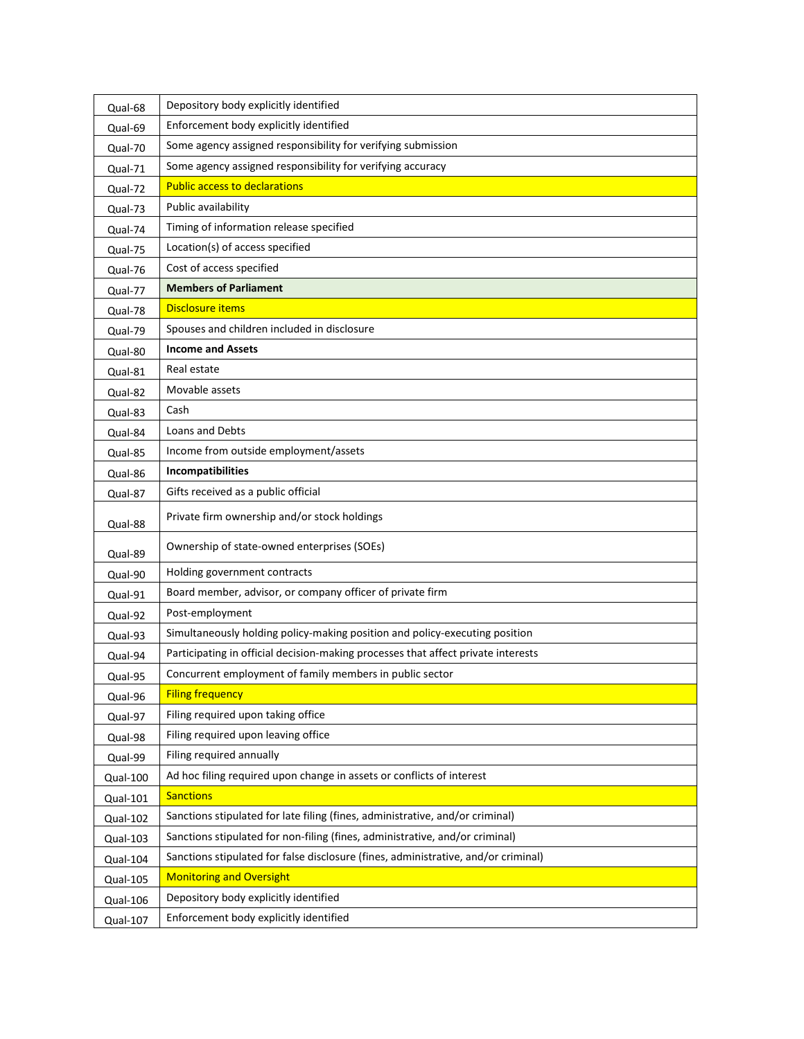| | |
|---|---|
| Qual-68 | Depository body explicitly identified |
| Qual-69 | Enforcement body explicitly identified |
| Qual-70 | Some agency assigned responsibility for verifying submission |
| Qual-71 | Some agency assigned responsibility for verifying accuracy |
| Qual-72 | Public access to declarations |
| Qual-73 | Public availability |
| Qual-74 | Timing of information release specified |
| Qual-75 | Location(s) of access specified |
| Qual-76 | Cost of access specified |
| Qual-77 | **Members of Parliament** |
| Qual-78 | Disclosure items |
| Qual-79 | Spouses and children included in disclosure |
| Qual-80 | **Income and Assets** |
| Qual-81 | Real estate |
| Qual-82 | Movable assets |
| Qual-83 | Cash |
| Qual-84 | Loans and Debts |
| Qual-85 | Income from outside employment/assets |
| Qual-86 | **Incompatibilities** |
| Qual-87 | Gifts received as a public official |
| Qual-88 | Private firm ownership and/or stock holdings |
| Qual-89 | Ownership of state-owned enterprises (SOEs) |
| Qual-90 | Holding government contracts |
| Qual-91 | Board member, advisor, or company officer of private firm |
| Qual-92 | Post-employment |
| Qual-93 | Simultaneously holding policy-making position and policy-executing position |
| Qual-94 | Participating in official decision-making processes that affect private interests |
| Qual-95 | Concurrent employment of family members in public sector |
| Qual-96 | Filing frequency |
| Qual-97 | Filing required upon taking office |
| Qual-98 | Filing required upon leaving office |
| Qual-99 | Filing required annually |
| Qual-100 | Ad hoc filing required upon change in assets or conflicts of interest |
| Qual-101 | Sanctions |
| Qual-102 | Sanctions stipulated for late filing (fines, administrative, and/or criminal) |
| Qual-103 | Sanctions stipulated for non-filing (fines, administrative, and/or criminal) |
| Qual-104 | Sanctions stipulated for false disclosure (fines, administrative, and/or criminal) |
| Qual-105 | Monitoring and Oversight |
| Qual-106 | Depository body explicitly identified |
| Qual-107 | Enforcement body explicitly identified |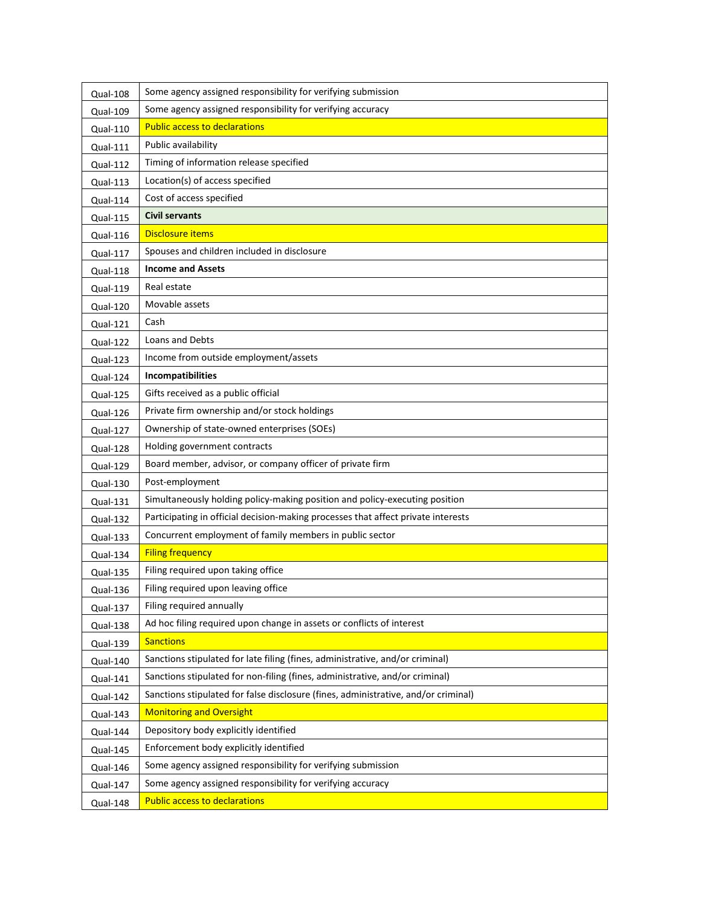| | |
|---|---|
| Qual-108 | Some agency assigned responsibility for verifying submission |
| Qual-109 | Some agency assigned responsibility for verifying accuracy |
| Qual-110 | Public access to declarations |
| Qual-111 | Public availability |
| Qual-112 | Timing of information release specified |
| Qual-113 | Location(s) of access specified |
| Qual-114 | Cost of access specified |
| Qual-115 | **Civil servants** |
| Qual-116 | Disclosure items |
| Qual-117 | Spouses and children included in disclosure |
| Qual-118 | **Income and Assets** |
| Qual-119 | Real estate |
| Qual-120 | Movable assets |
| Qual-121 | Cash |
| Qual-122 | Loans and Debts |
| Qual-123 | Income from outside employment/assets |
| Qual-124 | **Incompatibilities** |
| Qual-125 | Gifts received as a public official |
| Qual-126 | Private firm ownership and/or stock holdings |
| Qual-127 | Ownership of state-owned enterprises (SOEs) |
| Qual-128 | Holding government contracts |
| Qual-129 | Board member, advisor, or company officer of private firm |
| Qual-130 | Post-employment |
| Qual-131 | Simultaneously holding policy-making position and policy-executing position |
| Qual-132 | Participating in official decision-making processes that affect private interests |
| Qual-133 | Concurrent employment of family members in public sector |
| Qual-134 | Filing frequency |
| Qual-135 | Filing required upon taking office |
| Qual-136 | Filing required upon leaving office |
| Qual-137 | Filing required annually |
| Qual-138 | Ad hoc filing required upon change in assets or conflicts of interest |
| Qual-139 | Sanctions |
| Qual-140 | Sanctions stipulated for late filing (fines, administrative, and/or criminal) |
| Qual-141 | Sanctions stipulated for non-filing (fines, administrative, and/or criminal) |
| Qual-142 | Sanctions stipulated for false disclosure (fines, administrative, and/or criminal) |
| Qual-143 | Monitoring and Oversight |
| Qual-144 | Depository body explicitly identified |
| Qual-145 | Enforcement body explicitly identified |
| Qual-146 | Some agency assigned responsibility for verifying submission |
| Qual-147 | Some agency assigned responsibility for verifying accuracy |
| Qual-148 | Public access to declarations |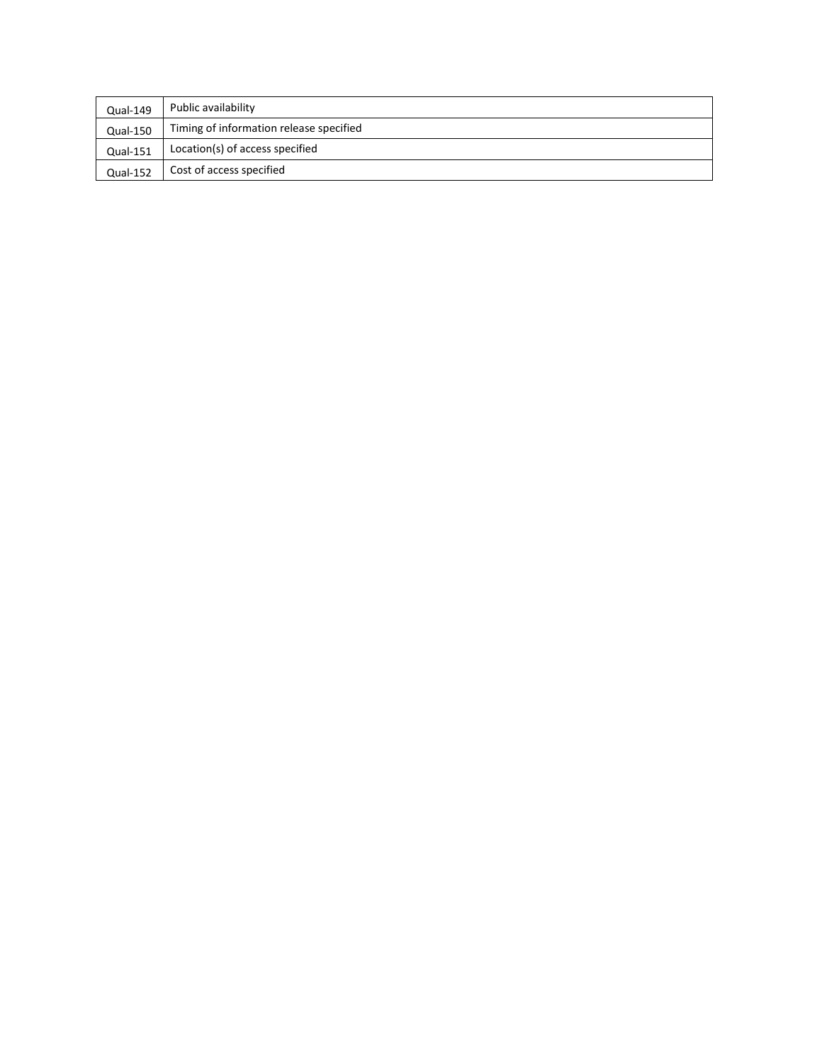| | |
|---|---|
| Qual-149 | Public availability |
| Qual-150 | Timing of information release specified |
| Qual-151 | Location(s) of access specified |
| Qual-152 | Cost of access specified |